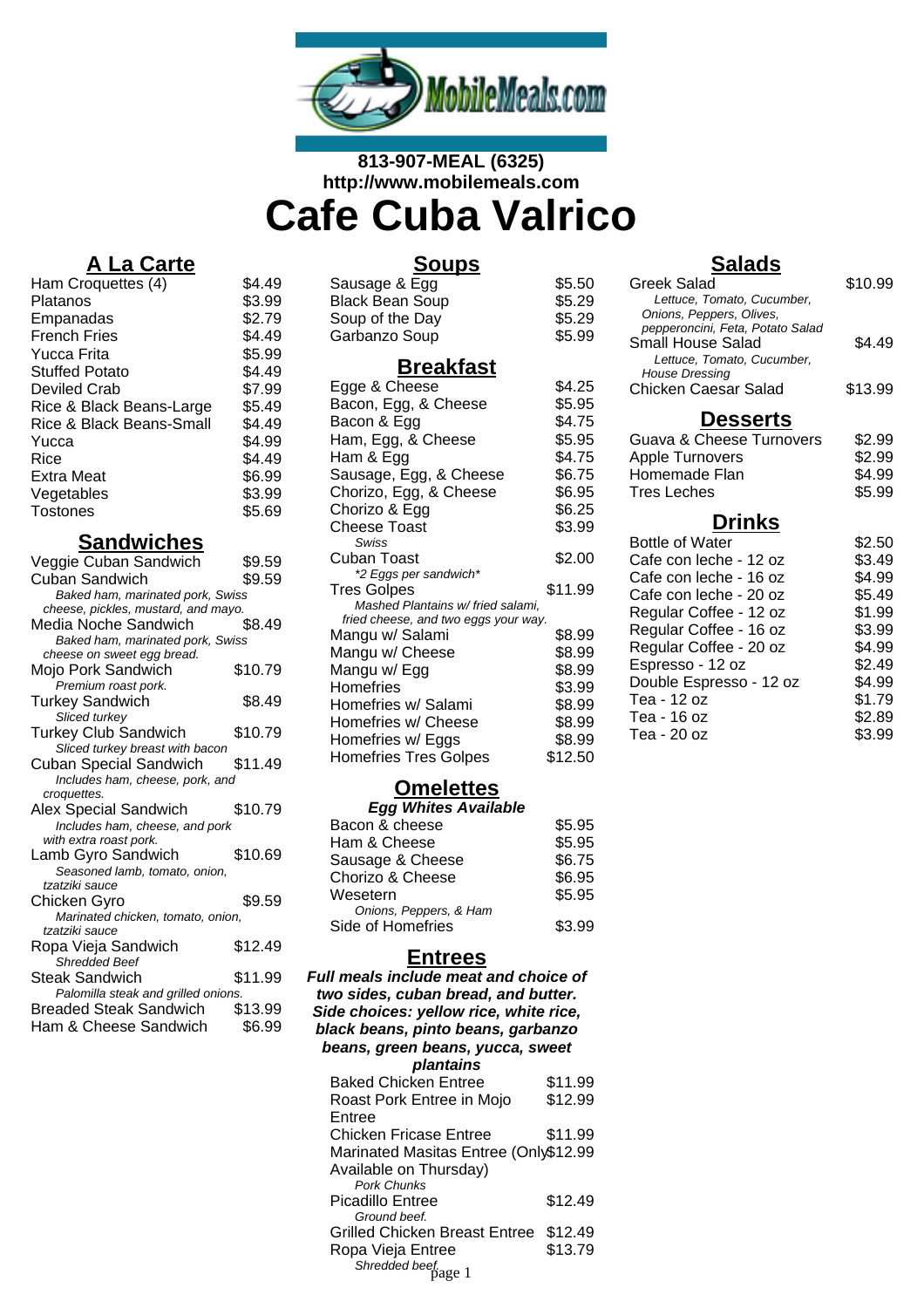813-907-MEAL (6325)
http://www.mobilemeals.com

# Cafe Cuba Valrico

## A La Carte

| Item | Price |
|---|---|
| Ham Croquettes (4) | $4.49 |
| Platanos | $3.99 |
| Empanadas | $2.79 |
| French Fries | $4.49 |
| Yucca Frita | $5.99 |
| Stuffed Potato | $4.49 |
| Deviled Crab | $7.99 |
| Rice & Black Beans-Large | $5.49 |
| Rice & Black Beans-Small | $4.49 |
| Yucca | $4.99 |
| Rice | $4.49 |
| Extra Meat | $6.99 |
| Vegetables | $3.99 |
| Tostones | $5.69 |

## Sandwiches

| Item | Price |
|---|---|
| Veggie Cuban Sandwich | $9.59 |
| Cuban Sandwich<br>*Baked ham, marinated pork, Swiss cheese, pickles, mustard, and mayo.* | $9.59 |
| Media Noche Sandwich<br>*Baked ham, marinated pork, Swiss cheese on sweet egg bread.* | $8.49 |
| Mojo Pork Sandwich<br>*Premium roast pork.* | $10.79 |
| Turkey Sandwich<br>*Sliced turkey* | $8.49 |
| Turkey Club Sandwich<br>*Sliced turkey breast with bacon* | $10.79 |
| Cuban Special Sandwich<br>*Includes ham, cheese, pork, and croquettes.* | $11.49 |
| Alex Special Sandwich<br>*Includes ham, cheese, and pork with extra roast pork.* | $10.79 |
| Lamb Gyro Sandwich<br>*Seasoned lamb, tomato, onion, tzatziki sauce* | $10.69 |
| Chicken Gyro<br>*Marinated chicken, tomato, onion, tzatziki sauce* | $9.59 |
| Ropa Vieja Sandwich<br>*Shredded Beef* | $12.49 |
| Steak Sandwich<br>*Palomilla steak and grilled onions.* | $11.99 |
| Breaded Steak Sandwich | $13.99 |
| Ham & Cheese Sandwich | $6.99 |

## Soups

| Item | Price |
|---|---|
| Sausage & Egg | $5.50 |
| Black Bean Soup | $5.29 |
| Soup of the Day | $5.29 |
| Garbanzo Soup | $5.99 |

## Breakfast

| Item | Price |
|---|---|
| Egge & Cheese | $4.25 |
| Bacon, Egg, & Cheese | $5.95 |
| Bacon & Egg | $4.75 |
| Ham, Egg, & Cheese | $5.95 |
| Ham & Egg | $4.75 |
| Sausage, Egg, & Cheese | $6.75 |
| Chorizo, Egg, & Cheese | $6.95 |
| Chorizo & Egg | $6.25 |
| Cheese Toast<br>*Swiss* | $3.99 |
| Cuban Toast<br>*\*2 Eggs per sandwich\** | $2.00 |
| Tres Golpes<br>*Mashed Plantains w/ fried salami, fried cheese, and two eggs your way.* | $11.99 |
| Mangu w/ Salami | $8.99 |
| Mangu w/ Cheese | $8.99 |
| Mangu w/ Egg | $8.99 |
| Homefries | $3.99 |
| Homefries w/ Salami | $8.99 |
| Homefries w/ Cheese | $8.99 |
| Homefries w/ Eggs | $8.99 |
| Homefries Tres Golpes | $12.50 |

## Omelettes

***Egg Whites Available***

| Item | Price |
|---|---|
| Bacon & cheese | $5.95 |
| Ham & Cheese | $5.95 |
| Sausage & Cheese | $6.75 |
| Chorizo & Cheese | $6.95 |
| Wesetern<br>*Onions, Peppers, & Ham* | $5.95 |
| Side of Homefries | $3.99 |

## Entrees

***Full meals include meat and choice of two sides, cuban bread, and butter. Side choices: yellow rice, white rice, black beans, pinto beans, garbanzo beans, green beans, yucca, sweet plantains***

| Item | Price |
|---|---|
| Baked Chicken Entree | $11.99 |
| Roast Pork Entree in Mojo Entree | $12.99 |
| Chicken Fricase Entree | $11.99 |
| Marinated Masitas Entree (Only Available on Thursday)<br>*Pork Chunks* | $12.99 |
| Picadillo Entree<br>*Ground beef.* | $12.49 |
| Grilled Chicken Breast Entree | $12.49 |
| Ropa Vieja Entree<br>*Shredded beef.* | $13.79 |

## Salads

| Item | Price |
|---|---|
| Greek Salad<br>*Lettuce, Tomato, Cucumber, Onions, Peppers, Olives, pepperoncini, Feta, Potato Salad* | $10.99 |
| Small House Salad<br>*Lettuce, Tomato, Cucumber, House Dressing* | $4.49 |
| Chicken Caesar Salad | $13.99 |

## Desserts

| Item | Price |
|---|---|
| Guava & Cheese Turnovers | $2.99 |
| Apple Turnovers | $2.99 |
| Homemade Flan | $4.99 |
| Tres Leches | $5.99 |

## Drinks

| Item | Price |
|---|---|
| Bottle of Water | $2.50 |
| Cafe con leche - 12 oz | $3.49 |
| Cafe con leche - 16 oz | $4.99 |
| Cafe con leche - 20 oz | $5.49 |
| Regular Coffee - 12 oz | $1.99 |
| Regular Coffee - 16 oz | $3.99 |
| Regular Coffee - 20 oz | $4.99 |
| Espresso - 12 oz | $2.49 |
| Double Espresso - 12 oz | $4.99 |
| Tea - 12 oz | $1.79 |
| Tea - 16 oz | $2.89 |
| Tea - 20 oz | $3.99 |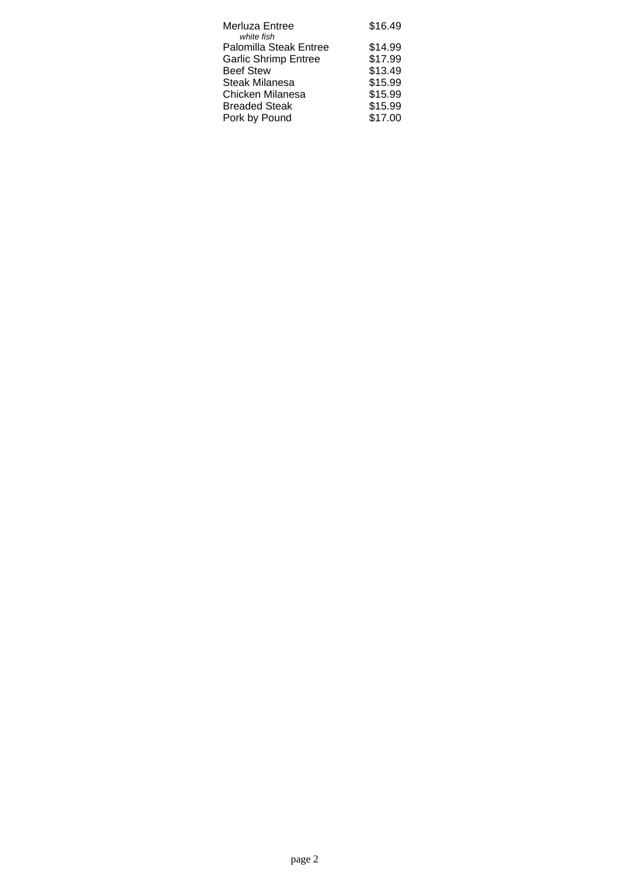| | |
|---|---|
| Merluza Entree<br>*white fish* | $16.49 |
| Palomilla Steak Entree | $14.99 |
| Garlic Shrimp Entree | $17.99 |
| Beef Stew | $13.49 |
| Steak Milanesa | $15.99 |
| Chicken Milanesa | $15.99 |
| Breaded Steak | $15.99 |
| Pork by Pound | $17.00 |